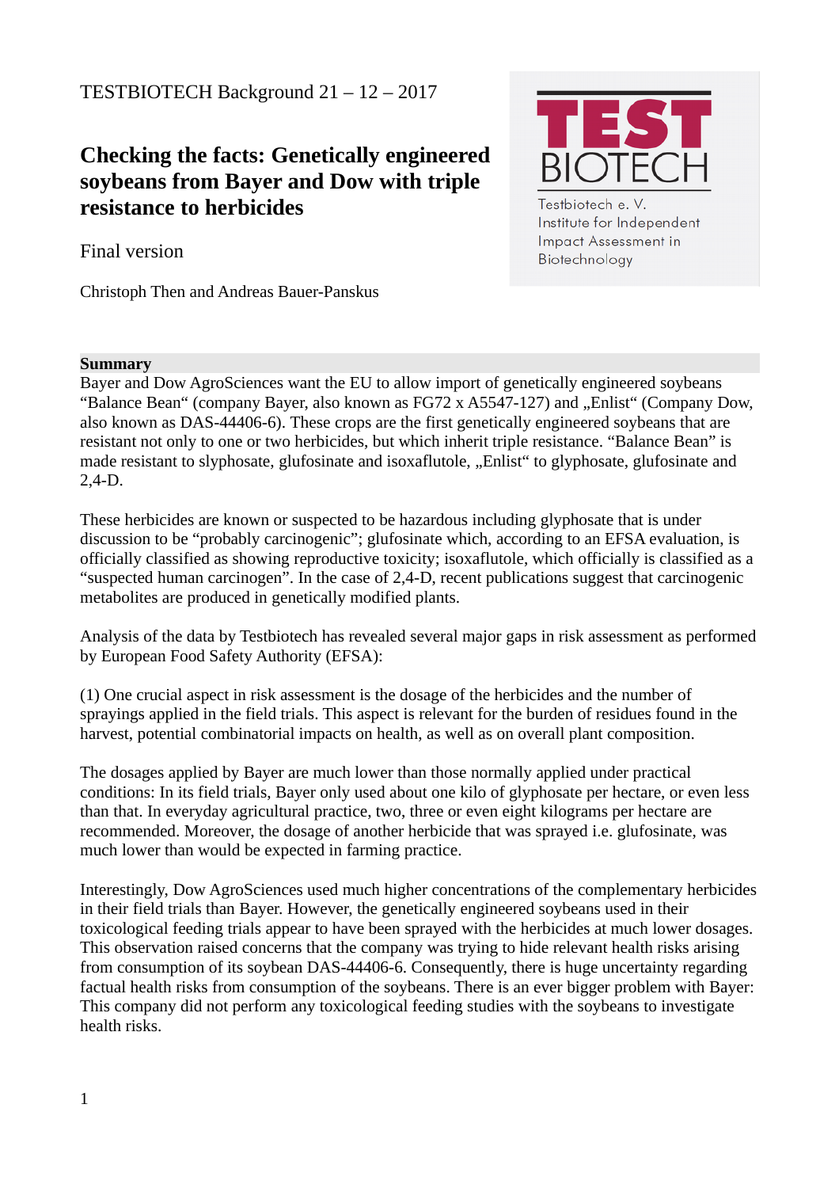TESTBIOTECH Background 21 – 12 – 2017

# Checking the facts: Genetically engineered soybeans from Bayer and Dow with triple resistance to herbicides

Final version

Christoph Then and Andreas Bauer-Panskus

TEST BIOTECH

Testbiotech e. V.
Institute for Independent Impact Assessment in Biotechnology

## Summary

Bayer and Dow AgroSciences want the EU to allow import of genetically engineered soybeans "Balance Bean" (company Bayer, also known as FG72 x A5547-127) and „Enlist" (Company Dow, also known as DAS-44406-6). These crops are the first genetically engineered soybeans that are resistant not only to one or two herbicides, but which inherit triple resistance. "Balance Bean" is made resistant to slyphosate, glufosinate and isoxaflutole, „Enlist" to glyphosate, glufosinate and 2,4-D.

These herbicides are known or suspected to be hazardous including glyphosate that is under discussion to be "probably carcinogenic"; glufosinate which, according to an EFSA evaluation, is officially classified as showing reproductive toxicity; isoxaflutole, which officially is classified as a "suspected human carcinogen". In the case of 2,4-D, recent publications suggest that carcinogenic metabolites are produced in genetically modified plants.

Analysis of the data by Testbiotech has revealed several major gaps in risk assessment as performed by European Food Safety Authority (EFSA):

(1) One crucial aspect in risk assessment is the dosage of the herbicides and the number of sprayings applied in the field trials. This aspect is relevant for the burden of residues found in the harvest, potential combinatorial impacts on health, as well as on overall plant composition.

The dosages applied by Bayer are much lower than those normally applied under practical conditions: In its field trials, Bayer only used about one kilo of glyphosate per hectare, or even less than that. In everyday agricultural practice, two, three or even eight kilograms per hectare are recommended. Moreover, the dosage of another herbicide that was sprayed i.e. glufosinate, was much lower than would be expected in farming practice.

Interestingly, Dow AgroSciences used much higher concentrations of the complementary herbicides in their field trials than Bayer. However, the genetically engineered soybeans used in their toxicological feeding trials appear to have been sprayed with the herbicides at much lower dosages. This observation raised concerns that the company was trying to hide relevant health risks arising from consumption of its soybean DAS-44406-6. Consequently, there is huge uncertainty regarding factual health risks from consumption of the soybeans. There is an ever bigger problem with Bayer: This company did not perform any toxicological feeding studies with the soybeans to investigate health risks.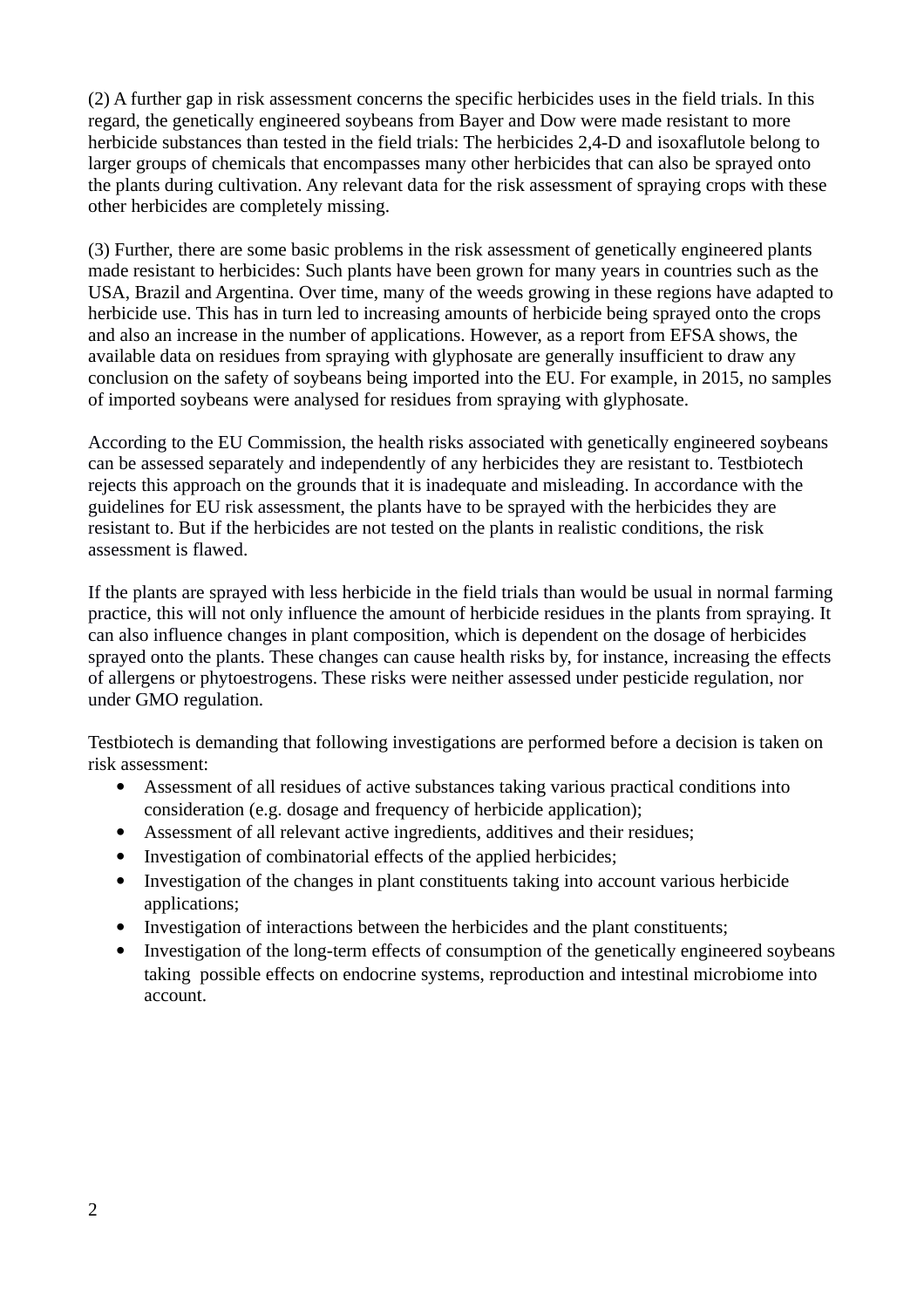(2) A further gap in risk assessment concerns the specific herbicides uses in the field trials. In this regard, the genetically engineered soybeans from Bayer and Dow were made resistant to more herbicide substances than tested in the field trials: The herbicides 2,4-D and isoxaflutole belong to larger groups of chemicals that encompasses many other herbicides that can also be sprayed onto the plants during cultivation. Any relevant data for the risk assessment of spraying crops with these other herbicides are completely missing.

(3) Further, there are some basic problems in the risk assessment of genetically engineered plants made resistant to herbicides: Such plants have been grown for many years in countries such as the USA, Brazil and Argentina. Over time, many of the weeds growing in these regions have adapted to herbicide use. This has in turn led to increasing amounts of herbicide being sprayed onto the crops and also an increase in the number of applications. However, as a report from EFSA shows, the available data on residues from spraying with glyphosate are generally insufficient to draw any conclusion on the safety of soybeans being imported into the EU. For example, in 2015, no samples of imported soybeans were analysed for residues from spraying with glyphosate.

According to the EU Commission, the health risks associated with genetically engineered soybeans can be assessed separately and independently of any herbicides they are resistant to. Testbiotech rejects this approach on the grounds that it is inadequate and misleading. In accordance with the guidelines for EU risk assessment, the plants have to be sprayed with the herbicides they are resistant to. But if the herbicides are not tested on the plants in realistic conditions, the risk assessment is flawed.

If the plants are sprayed with less herbicide in the field trials than would be usual in normal farming practice, this will not only influence the amount of herbicide residues in the plants from spraying. It can also influence changes in plant composition, which is dependent on the dosage of herbicides sprayed onto the plants. These changes can cause health risks by, for instance, increasing the effects of allergens or phytoestrogens. These risks were neither assessed under pesticide regulation, nor under GMO regulation.

Testbiotech is demanding that following investigations are performed before a decision is taken on risk assessment:

- Assessment of all residues of active substances taking various practical conditions into consideration (e.g. dosage and frequency of herbicide application);
- Assessment of all relevant active ingredients, additives and their residues;
- Investigation of combinatorial effects of the applied herbicides;
- Investigation of the changes in plant constituents taking into account various herbicide applications;
- Investigation of interactions between the herbicides and the plant constituents;
- Investigation of the long-term effects of consumption of the genetically engineered soybeans taking possible effects on endocrine systems, reproduction and intestinal microbiome into account.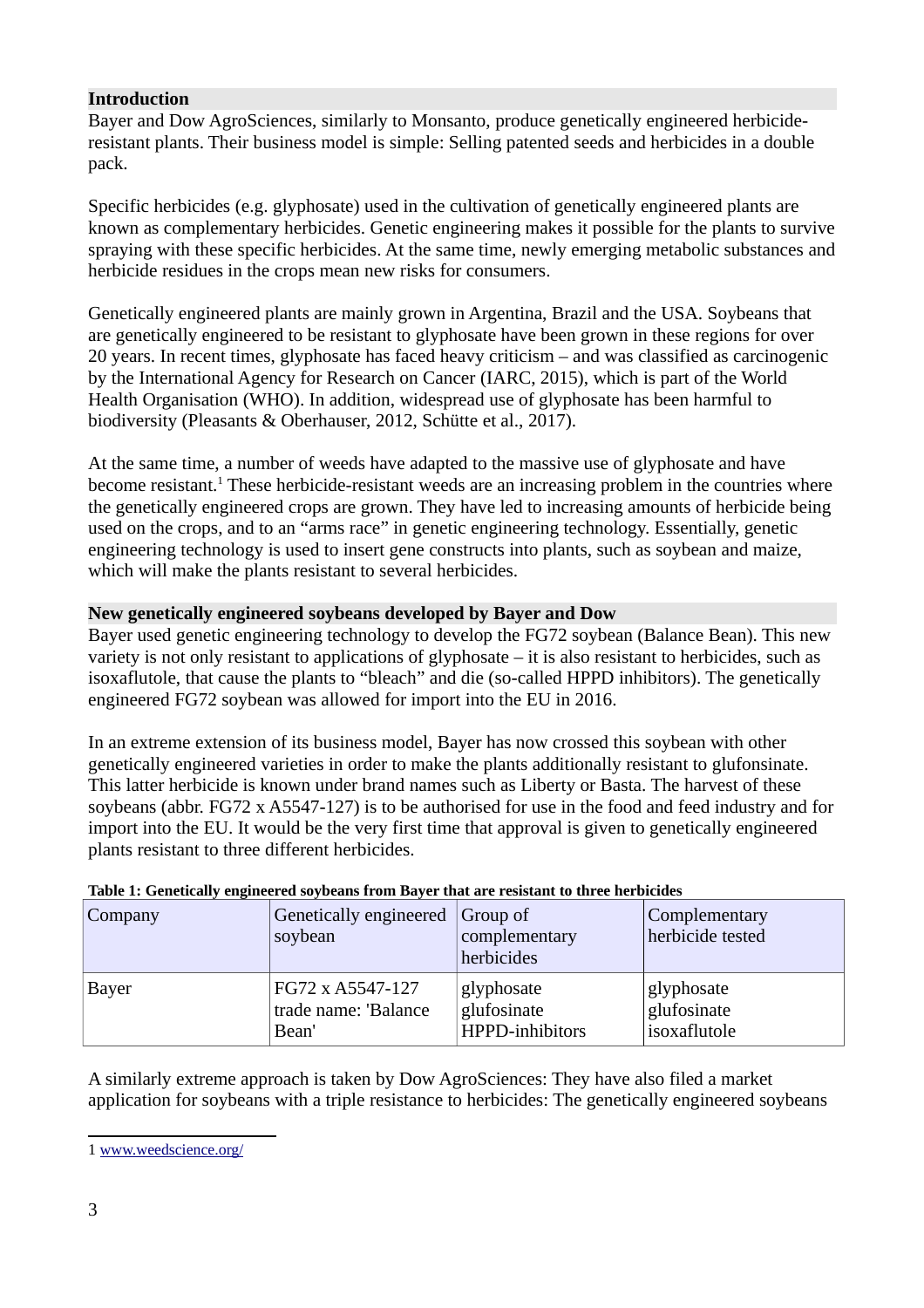## Introduction

Bayer and Dow AgroSciences, similarly to Monsanto, produce genetically engineered herbicide-resistant plants. Their business model is simple: Selling patented seeds and herbicides in a double pack.

Specific herbicides (e.g. glyphosate) used in the cultivation of genetically engineered plants are known as complementary herbicides. Genetic engineering makes it possible for the plants to survive spraying with these specific herbicides. At the same time, newly emerging metabolic substances and herbicide residues in the crops mean new risks for consumers.

Genetically engineered plants are mainly grown in Argentina, Brazil and the USA. Soybeans that are genetically engineered to be resistant to glyphosate have been grown in these regions for over 20 years. In recent times, glyphosate has faced heavy criticism – and was classified as carcinogenic by the International Agency for Research on Cancer (IARC, 2015), which is part of the World Health Organisation (WHO). In addition, widespread use of glyphosate has been harmful to biodiversity (Pleasants & Oberhauser, 2012, Schütte et al., 2017).

At the same time, a number of weeds have adapted to the massive use of glyphosate and have become resistant.[1] These herbicide-resistant weeds are an increasing problem in the countries where the genetically engineered crops are grown. They have led to increasing amounts of herbicide being used on the crops, and to an "arms race" in genetic engineering technology. Essentially, genetic engineering technology is used to insert gene constructs into plants, such as soybean and maize, which will make the plants resistant to several herbicides.

## New genetically engineered soybeans developed by Bayer and Dow

Bayer used genetic engineering technology to develop the FG72 soybean (Balance Bean). This new variety is not only resistant to applications of glyphosate – it is also resistant to herbicides, such as isoxaflutole, that cause the plants to "bleach" and die (so-called HPPD inhibitors). The genetically engineered FG72 soybean was allowed for import into the EU in 2016.

In an extreme extension of its business model, Bayer has now crossed this soybean with other genetically engineered varieties in order to make the plants additionally resistant to glufonsinate. This latter herbicide is known under brand names such as Liberty or Basta. The harvest of these soybeans (abbr. FG72 x A5547-127) is to be authorised for use in the food and feed industry and for import into the EU. It would be the very first time that approval is given to genetically engineered plants resistant to three different herbicides.

**Table 1: Genetically engineered soybeans from Bayer that are resistant to three herbicides**

| Company | Genetically engineered soybean | Group of complementary herbicides | Complementary herbicide tested |
|---|---|---|---|
| Bayer | FG72 x A5547-127 trade name: 'Balance Bean' | glyphosate glufosinate HPPD-inhibitors | glyphosate glufosinate isoxaflutole |

A similarly extreme approach is taken by Dow AgroSciences: They have also filed a market application for soybeans with a triple resistance to herbicides: The genetically engineered soybeans

[1] www.weedscience.org/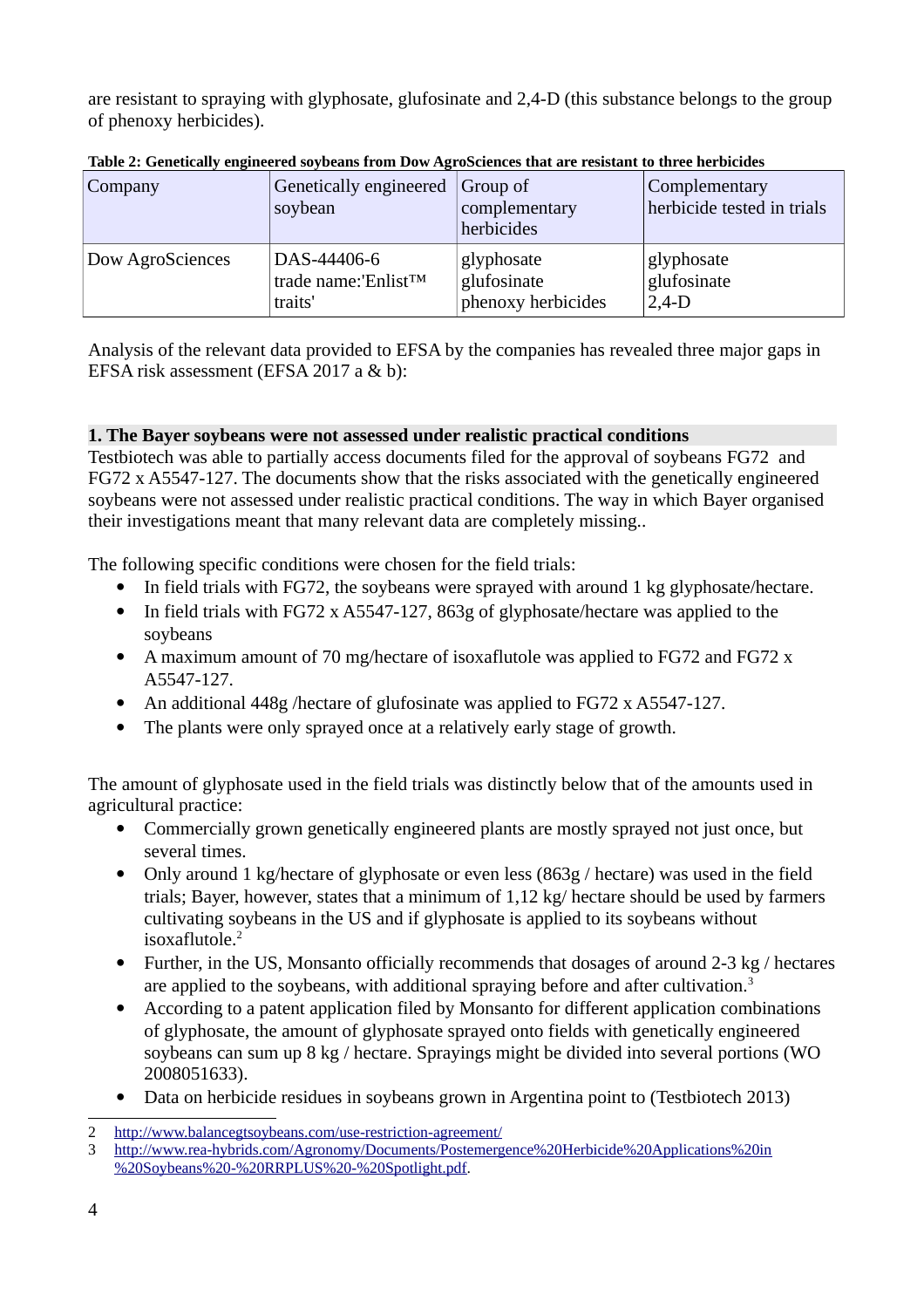are resistant to spraying with glyphosate, glufosinate and 2,4-D (this substance belongs to the group of phenoxy herbicides).

**Table 2: Genetically engineered soybeans from Dow AgroSciences that are resistant to three herbicides**

| Company | Genetically engineered soybean | Group of complementary herbicides | Complementary herbicide tested in trials |
|---|---|---|---|
| Dow AgroSciences | DAS-44406-6<br>trade name:'Enlist™ traits' | glyphosate<br>glufosinate<br>phenoxy herbicides | glyphosate<br>glufosinate<br>2,4-D |

Analysis of the relevant data provided to EFSA by the companies has revealed three major gaps in EFSA risk assessment (EFSA 2017 a & b):

**1. The Bayer soybeans were not assessed under realistic practical conditions**

Testbiotech was able to partially access documents filed for the approval of soybeans FG72 and FG72 x A5547-127. The documents show that the risks associated with the genetically engineered soybeans were not assessed under realistic practical conditions. The way in which Bayer organised their investigations meant that many relevant data are completely missing..

The following specific conditions were chosen for the field trials:

- In field trials with FG72, the soybeans were sprayed with around 1 kg glyphosate/hectare.
- In field trials with FG72 x A5547-127, 863g of glyphosate/hectare was applied to the soybeans
- A maximum amount of 70 mg/hectare of isoxaflutole was applied to FG72 and FG72 x A5547-127.
- An additional 448g /hectare of glufosinate was applied to FG72 x A5547-127.
- The plants were only sprayed once at a relatively early stage of growth.

The amount of glyphosate used in the field trials was distinctly below that of the amounts used in agricultural practice:

- Commercially grown genetically engineered plants are mostly sprayed not just once, but several times.
- Only around 1 kg/hectare of glyphosate or even less (863g / hectare) was used in the field trials; Bayer, however, states that a minimum of 1,12 kg/ hectare should be used by farmers cultivating soybeans in the US and if glyphosate is applied to its soybeans without isoxaflutole.[2]
- Further, in the US, Monsanto officially recommends that dosages of around 2-3 kg / hectares are applied to the soybeans, with additional spraying before and after cultivation.[3]
- According to a patent application filed by Monsanto for different application combinations of glyphosate, the amount of glyphosate sprayed onto fields with genetically engineered soybeans can sum up 8 kg / hectare. Sprayings might be divided into several portions (WO 2008051633).
- Data on herbicide residues in soybeans grown in Argentina point to (Testbiotech 2013)

2 http://www.balancegtsoybeans.com/use-restriction-agreement/

3 http://www.rea-hybrids.com/Agronomy/Documents/Postemergence%20Herbicide%20Applications%20in%20Soybeans%20-%20RRPLUS%20-%20Spotlight.pdf.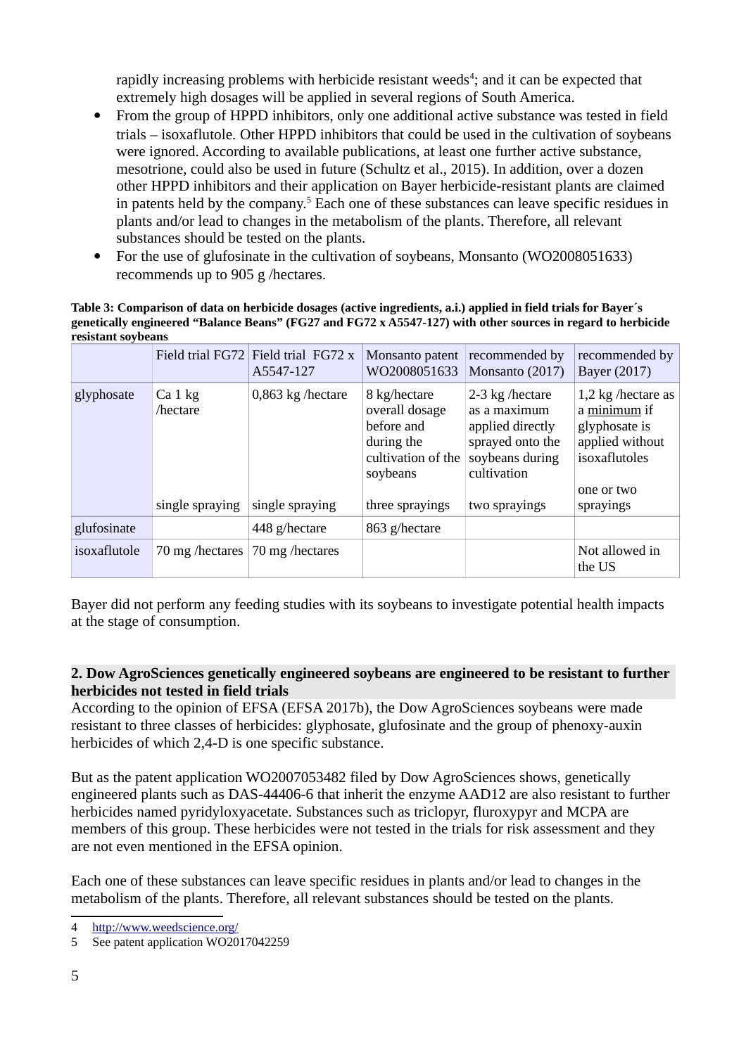rapidly increasing problems with herbicide resistant weeds[4]; and it can be expected that extremely high dosages will be applied in several regions of South America.

- From the group of HPPD inhibitors, only one additional active substance was tested in field trials – isoxaflutole. Other HPPD inhibitors that could be used in the cultivation of soybeans were ignored. According to available publications, at least one further active substance, mesotrione, could also be used in future (Schultz et al., 2015). In addition, over a dozen other HPPD inhibitors and their application on Bayer herbicide-resistant plants are claimed in patents held by the company.[5] Each one of these substances can leave specific residues in plants and/or lead to changes in the metabolism of the plants. Therefore, all relevant substances should be tested on the plants.
- For the use of glufosinate in the cultivation of soybeans, Monsanto (WO2008051633) recommends up to 905 g /hectares.

**Table 3: Comparison of data on herbicide dosages (active ingredients, a.i.) applied in field trials for Bayer´s genetically engineered "Balance Beans" (FG27 and FG72 x A5547-127) with other sources in regard to herbicide resistant soybeans**

| | Field trial FG72 | Field trial FG72 x A5547-127 | Monsanto patent WO2008051633 | recommended by Monsanto (2017) | recommended by Bayer (2017) |
|---|---|---|---|---|---|
| glyphosate | Ca 1 kg /hectare<br><br>single spraying | 0,863 kg /hectare<br><br>single spraying | 8 kg/hectare overall dosage before and during the cultivation of the soybeans<br><br>three sprayings | 2-3 kg /hectare as a maximum applied directly sprayed onto the soybeans during cultivation<br><br>two sprayings | 1,2 kg /hectare as a minimum if glyphosate is applied without isoxaflutoles<br><br>one or two sprayings |
| glufosinate | | 448 g/hectare | 863 g/hectare | | |
| isoxaflutole | 70 mg /hectares | 70 mg /hectares | | | Not allowed in the US |

Bayer did not perform any feeding studies with its soybeans to investigate potential health impacts at the stage of consumption.

## 2. Dow AgroSciences genetically engineered soybeans are engineered to be resistant to further herbicides not tested in field trials

According to the opinion of EFSA (EFSA 2017b), the Dow AgroSciences soybeans were made resistant to three classes of herbicides: glyphosate, glufosinate and the group of phenoxy-auxin herbicides of which 2,4-D is one specific substance.

But as the patent application WO2007053482 filed by Dow AgroSciences shows, genetically engineered plants such as DAS-44406-6 that inherit the enzyme AAD12 are also resistant to further herbicides named pyridyloxyacetate. Substances such as triclopyr, fluroxypyr and MCPA are members of this group. These herbicides were not tested in the trials for risk assessment and they are not even mentioned in the EFSA opinion.

Each one of these substances can leave specific residues in plants and/or lead to changes in the metabolism of the plants. Therefore, all relevant substances should be tested on the plants.

---

4 http://www.weedscience.org/

5 See patent application WO2017042259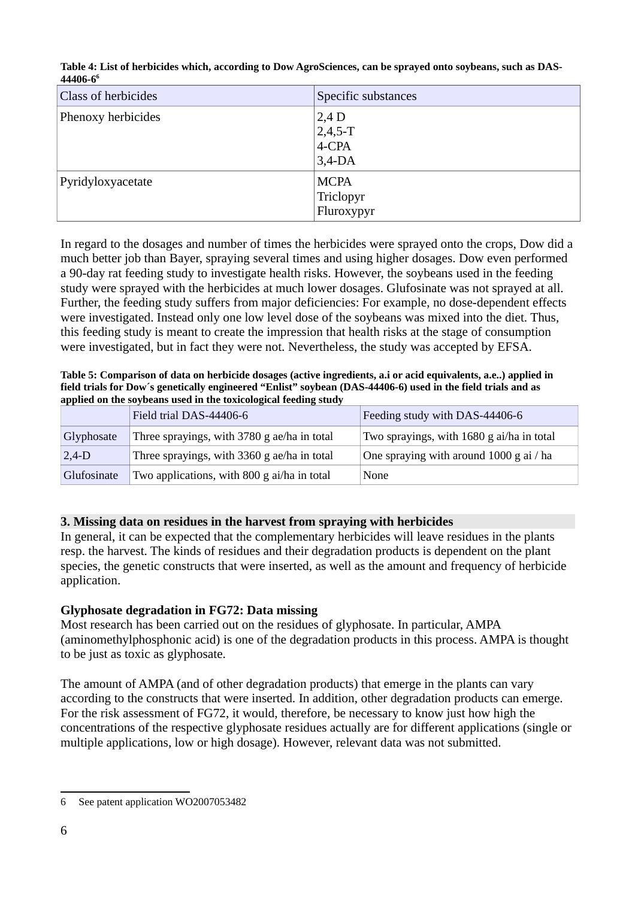**Table 4: List of herbicides which, according to Dow AgroSciences, can be sprayed onto soybeans, such as DAS-44406-6**[6]

| Class of herbicides | Specific substances |
|---|---|
| Phenoxy herbicides | 2,4 D<br>2,4,5-T<br>4-CPA<br>3,4-DA |
| Pyridyloxyacetate | MCPA<br>Triclopyr<br>Fluroxypyr |

In regard to the dosages and number of times the herbicides were sprayed onto the crops, Dow did a much better job than Bayer, spraying several times and using higher dosages. Dow even performed a 90-day rat feeding study to investigate health risks. However, the soybeans used in the feeding study were sprayed with the herbicides at much lower dosages. Glufosinate was not sprayed at all. Further, the feeding study suffers from major deficiencies: For example, no dose-dependent effects were investigated. Instead only one low level dose of the soybeans was mixed into the diet. Thus, this feeding study is meant to create the impression that health risks at the stage of consumption were investigated, but in fact they were not. Nevertheless, the study was accepted by EFSA.

**Table 5: Comparison of data on herbicide dosages (active ingredients, a.i or acid equivalents, a.e..) applied in field trials for Dow´s genetically engineered "Enlist" soybean (DAS-44406-6) used in the field trials and as applied on the soybeans used in the toxicological feeding study**

| | Field trial DAS-44406-6 | Feeding study with DAS-44406-6 |
|---|---|---|
| Glyphosate | Three sprayings, with 3780 g ae/ha in total | Two sprayings, with 1680 g ai/ha in total |
| 2,4-D | Three sprayings, with 3360 g ae/ha in total | One spraying with around 1000 g ai / ha |
| Glufosinate | Two applications, with 800 g ai/ha in total | None |

## 3. Missing data on residues in the harvest from spraying with herbicides

In general, it can be expected that the complementary herbicides will leave residues in the plants resp. the harvest. The kinds of residues and their degradation products is dependent on the plant species, the genetic constructs that were inserted, as well as the amount and frequency of herbicide application.

### Glyphosate degradation in FG72: Data missing

Most research has been carried out on the residues of glyphosate. In particular, AMPA (aminomethylphosphonic acid) is one of the degradation products in this process. AMPA is thought to be just as toxic as glyphosate.

The amount of AMPA (and of other degradation products) that emerge in the plants can vary according to the constructs that were inserted. In addition, other degradation products can emerge. For the risk assessment of FG72, it would, therefore, be necessary to know just how high the concentrations of the respective glyphosate residues actually are for different applications (single or multiple applications, low or high dosage). However, relevant data was not submitted.

[6] See patent application WO2007053482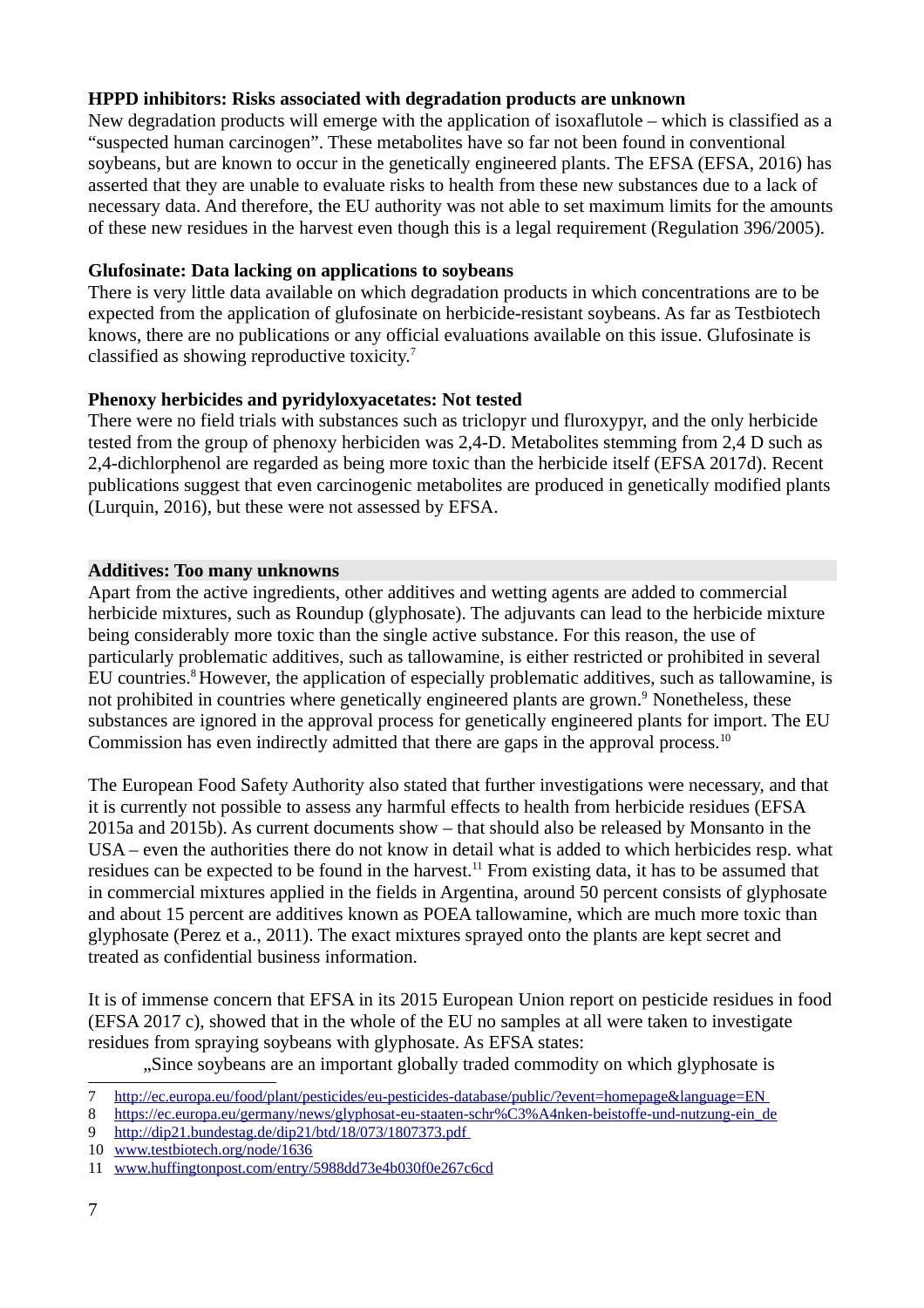**HPPD inhibitors: Risks associated with degradation products are unknown**

New degradation products will emerge with the application of isoxaflutole – which is classified as a "suspected human carcinogen". These metabolites have so far not been found in conventional soybeans, but are known to occur in the genetically engineered plants. The EFSA (EFSA, 2016) has asserted that they are unable to evaluate risks to health from these new substances due to a lack of necessary data. And therefore, the EU authority was not able to set maximum limits for the amounts of these new residues in the harvest even though this is a legal requirement (Regulation 396/2005).

**Glufosinate: Data lacking on applications to soybeans**

There is very little data available on which degradation products in which concentrations are to be expected from the application of glufosinate on herbicide-resistant soybeans. As far as Testbiotech knows, there are no publications or any official evaluations available on this issue. Glufosinate is classified as showing reproductive toxicity.[7]

**Phenoxy herbicides and pyridyloxyacetates: Not tested**

There were no field trials with substances such as triclopyr und fluroxypyr, and the only herbicide tested from the group of phenoxy herbiciden was 2,4-D. Metabolites stemming from 2,4 D such as 2,4-dichlorphenol are regarded as being more toxic than the herbicide itself (EFSA 2017d). Recent publications suggest that even carcinogenic metabolites are produced in genetically modified plants (Lurquin, 2016), but these were not assessed by EFSA.

**Additives: Too many unknowns**

Apart from the active ingredients, other additives and wetting agents are added to commercial herbicide mixtures, such as Roundup (glyphosate). The adjuvants can lead to the herbicide mixture being considerably more toxic than the single active substance. For this reason, the use of particularly problematic additives, such as tallowamine, is either restricted or prohibited in several EU countries.[8] However, the application of especially problematic additives, such as tallowamine, is not prohibited in countries where genetically engineered plants are grown.[9] Nonetheless, these substances are ignored in the approval process for genetically engineered plants for import. The EU Commission has even indirectly admitted that there are gaps in the approval process.[10]

The European Food Safety Authority also stated that further investigations were necessary, and that it is currently not possible to assess any harmful effects to health from herbicide residues (EFSA 2015a and 2015b). As current documents show – that should also be released by Monsanto in the USA – even the authorities there do not know in detail what is added to which herbicides resp. what residues can be expected to be found in the harvest.[11] From existing data, it has to be assumed that in commercial mixtures applied in the fields in Argentina, around 50 percent consists of glyphosate and about 15 percent are additives known as POEA tallowamine, which are much more toxic than glyphosate (Perez et a., 2011). The exact mixtures sprayed onto the plants are kept secret and treated as confidential business information.

It is of immense concern that EFSA in its 2015 European Union report on pesticide residues in food (EFSA 2017 c), showed that in the whole of the EU no samples at all were taken to investigate residues from spraying soybeans with glyphosate. As EFSA states:

> „Since soybeans are an important globally traded commodity on which glyphosate is

---

7 http://ec.europa.eu/food/plant/pesticides/eu-pesticides-database/public/?event=homepage&language=EN

8 https://ec.europa.eu/germany/news/glyphosat-eu-staaten-schr%C3%A4nken-beistoffe-und-nutzung-ein_de

9 http://dip21.bundestag.de/dip21/btd/18/073/1807373.pdf

10 www.testbiotech.org/node/1636

11 www.huffingtonpost.com/entry/5988dd73e4b030f0e267c6cd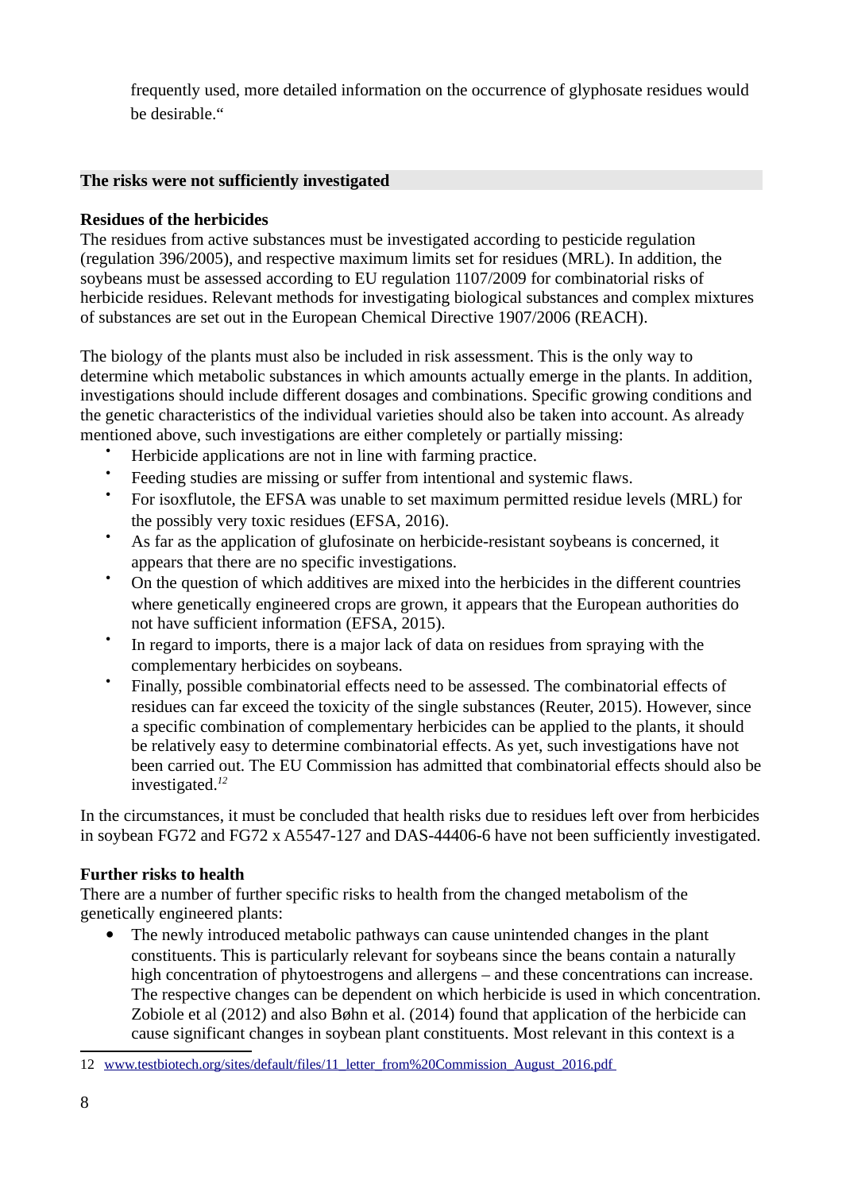frequently used, more detailed information on the occurrence of glyphosate residues would be desirable.“

## The risks were not sufficiently investigated

**Residues of the herbicides**

The residues from active substances must be investigated according to pesticide regulation (regulation 396/2005), and respective maximum limits set for residues (MRL). In addition, the soybeans must be assessed according to EU regulation 1107/2009 for combinatorial risks of herbicide residues. Relevant methods for investigating biological substances and complex mixtures of substances are set out in the European Chemical Directive 1907/2006 (REACH).

The biology of the plants must also be included in risk assessment. This is the only way to determine which metabolic substances in which amounts actually emerge in the plants. In addition, investigations should include different dosages and combinations. Specific growing conditions and the genetic characteristics of the individual varieties should also be taken into account. As already mentioned above, such investigations are either completely or partially missing:

- Herbicide applications are not in line with farming practice.
- Feeding studies are missing or suffer from intentional and systemic flaws.
- For isoxflutole, the EFSA was unable to set maximum permitted residue levels (MRL) for the possibly very toxic residues (EFSA, 2016).
- As far as the application of glufosinate on herbicide-resistant soybeans is concerned, it appears that there are no specific investigations.
- On the question of which additives are mixed into the herbicides in the different countries where genetically engineered crops are grown, it appears that the European authorities do not have sufficient information (EFSA, 2015).
- In regard to imports, there is a major lack of data on residues from spraying with the complementary herbicides on soybeans.
- Finally, possible combinatorial effects need to be assessed. The combinatorial effects of residues can far exceed the toxicity of the single substances (Reuter, 2015). However, since a specific combination of complementary herbicides can be applied to the plants, it should be relatively easy to determine combinatorial effects. As yet, such investigations have not been carried out. The EU Commission has admitted that combinatorial effects should also be investigated.[12]

In the circumstances, it must be concluded that health risks due to residues left over from herbicides in soybean FG72 and FG72 x A5547-127 and DAS-44406-6 have not been sufficiently investigated.

**Further risks to health**

There are a number of further specific risks to health from the changed metabolism of the genetically engineered plants:

- The newly introduced metabolic pathways can cause unintended changes in the plant constituents. This is particularly relevant for soybeans since the beans contain a naturally high concentration of phytoestrogens and allergens – and these concentrations can increase. The respective changes can be dependent on which herbicide is used in which concentration. Zobiole et al (2012) and also Bøhn et al. (2014) found that application of the herbicide can cause significant changes in soybean plant constituents. Most relevant in this context is a

12 www.testbiotech.org/sites/default/files/11_letter_from%20Commission_August_2016.pdf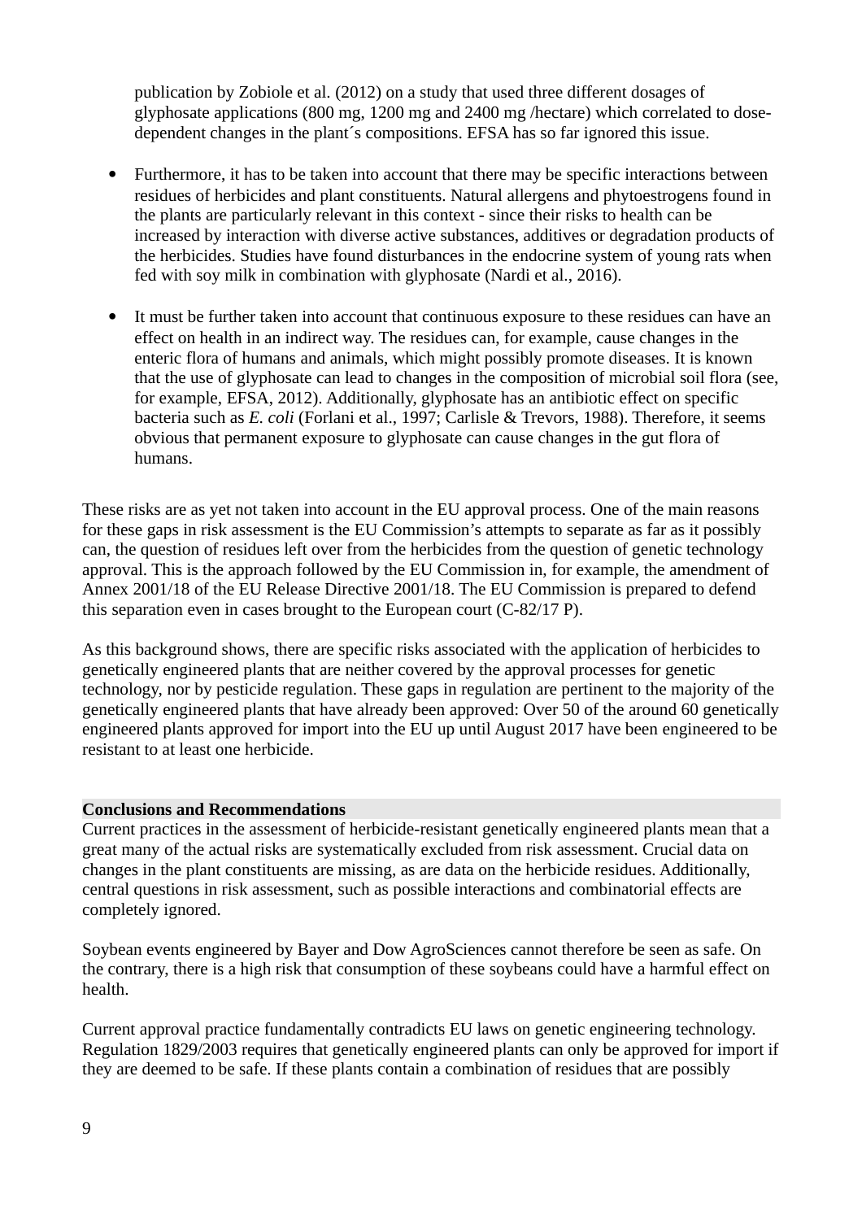publication by Zobiole et al. (2012) on a study that used three different dosages of glyphosate applications (800 mg, 1200 mg and 2400 mg /hectare) which correlated to dose-dependent changes in the plant´s compositions. EFSA has so far ignored this issue.

- Furthermore, it has to be taken into account that there may be specific interactions between residues of herbicides and plant constituents. Natural allergens and phytoestrogens found in the plants are particularly relevant in this context - since their risks to health can be increased by interaction with diverse active substances, additives or degradation products of the herbicides. Studies have found disturbances in the endocrine system of young rats when fed with soy milk in combination with glyphosate (Nardi et al., 2016).

- It must be further taken into account that continuous exposure to these residues can have an effect on health in an indirect way. The residues can, for example, cause changes in the enteric flora of humans and animals, which might possibly promote diseases. It is known that the use of glyphosate can lead to changes in the composition of microbial soil flora (see, for example, EFSA, 2012). Additionally, glyphosate has an antibiotic effect on specific bacteria such as *E. coli* (Forlani et al., 1997; Carlisle & Trevors, 1988). Therefore, it seems obvious that permanent exposure to glyphosate can cause changes in the gut flora of humans.

These risks are as yet not taken into account in the EU approval process. One of the main reasons for these gaps in risk assessment is the EU Commission's attempts to separate as far as it possibly can, the question of residues left over from the herbicides from the question of genetic technology approval. This is the approach followed by the EU Commission in, for example, the amendment of Annex 2001/18 of the EU Release Directive 2001/18. The EU Commission is prepared to defend this separation even in cases brought to the European court (C-82/17 P).

As this background shows, there are specific risks associated with the application of herbicides to genetically engineered plants that are neither covered by the approval processes for genetic technology, nor by pesticide regulation. These gaps in regulation are pertinent to the majority of the genetically engineered plants that have already been approved: Over 50 of the around 60 genetically engineered plants approved for import into the EU up until August 2017 have been engineered to be resistant to at least one herbicide.

## Conclusions and Recommendations

Current practices in the assessment of herbicide-resistant genetically engineered plants mean that a great many of the actual risks are systematically excluded from risk assessment. Crucial data on changes in the plant constituents are missing, as are data on the herbicide residues. Additionally, central questions in risk assessment, such as possible interactions and combinatorial effects are completely ignored.

Soybean events engineered by Bayer and Dow AgroSciences cannot therefore be seen as safe. On the contrary, there is a high risk that consumption of these soybeans could have a harmful effect on health.

Current approval practice fundamentally contradicts EU laws on genetic engineering technology. Regulation 1829/2003 requires that genetically engineered plants can only be approved for import if they are deemed to be safe. If these plants contain a combination of residues that are possibly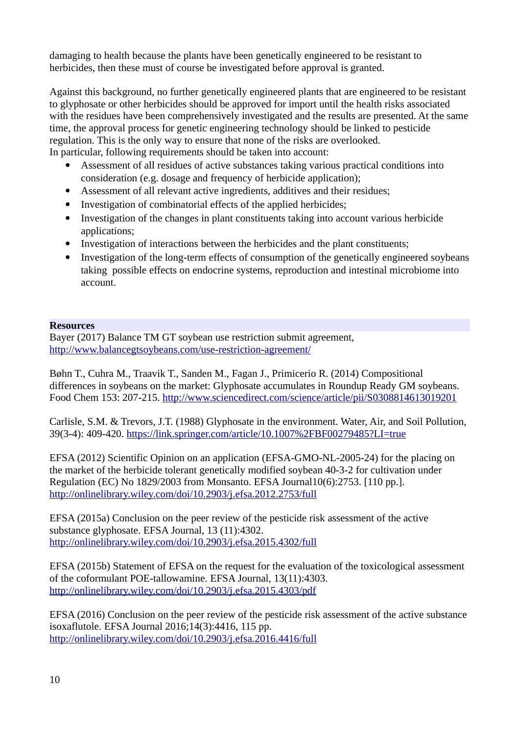damaging to health because the plants have been genetically engineered to be resistant to herbicides, then these must of course be investigated before approval is granted.

Against this background, no further genetically engineered plants that are engineered to be resistant to glyphosate or other herbicides should be approved for import until the health risks associated with the residues have been comprehensively investigated and the results are presented. At the same time, the approval process for genetic engineering technology should be linked to pesticide regulation. This is the only way to ensure that none of the risks are overlooked.
In particular, following requirements should be taken into account:

- Assessment of all residues of active substances taking various practical conditions into consideration (e.g. dosage and frequency of herbicide application);
- Assessment of all relevant active ingredients, additives and their residues;
- Investigation of combinatorial effects of the applied herbicides;
- Investigation of the changes in plant constituents taking into account various herbicide applications;
- Investigation of interactions between the herbicides and the plant constituents;
- Investigation of the long-term effects of consumption of the genetically engineered soybeans taking possible effects on endocrine systems, reproduction and intestinal microbiome into account.

## Resources

Bayer (2017) Balance TM GT soybean use restriction submit agreement, http://www.balancegtsoybeans.com/use-restriction-agreement/

Bøhn T., Cuhra M., Traavik T., Sanden M., Fagan J., Primicerio R. (2014) Compositional differences in soybeans on the market: Glyphosate accumulates in Roundup Ready GM soybeans. Food Chem 153: 207-215. http://www.sciencedirect.com/science/article/pii/S0308814613019201

Carlisle, S.M. & Trevors, J.T. (1988) Glyphosate in the environment. Water, Air, and Soil Pollution, 39(3-4): 409-420. https://link.springer.com/article/10.1007%2FBF00279485?LI=true

EFSA (2012) Scientific Opinion on an application (EFSA-GMO-NL-2005-24) for the placing on the market of the herbicide tolerant genetically modified soybean 40-3-2 for cultivation under Regulation (EC) No 1829/2003 from Monsanto. EFSA Journal10(6):2753. [110 pp.]. http://onlinelibrary.wiley.com/doi/10.2903/j.efsa.2012.2753/full

EFSA (2015a) Conclusion on the peer review of the pesticide risk assessment of the active substance glyphosate. EFSA Journal, 13 (11):4302. http://onlinelibrary.wiley.com/doi/10.2903/j.efsa.2015.4302/full

EFSA (2015b) Statement of EFSA on the request for the evaluation of the toxicological assessment of the coformulant POE-tallowamine. EFSA Journal, 13(11):4303. http://onlinelibrary.wiley.com/doi/10.2903/j.efsa.2015.4303/pdf

EFSA (2016) Conclusion on the peer review of the pesticide risk assessment of the active substance isoxaflutole. EFSA Journal 2016;14(3):4416, 115 pp. http://onlinelibrary.wiley.com/doi/10.2903/j.efsa.2016.4416/full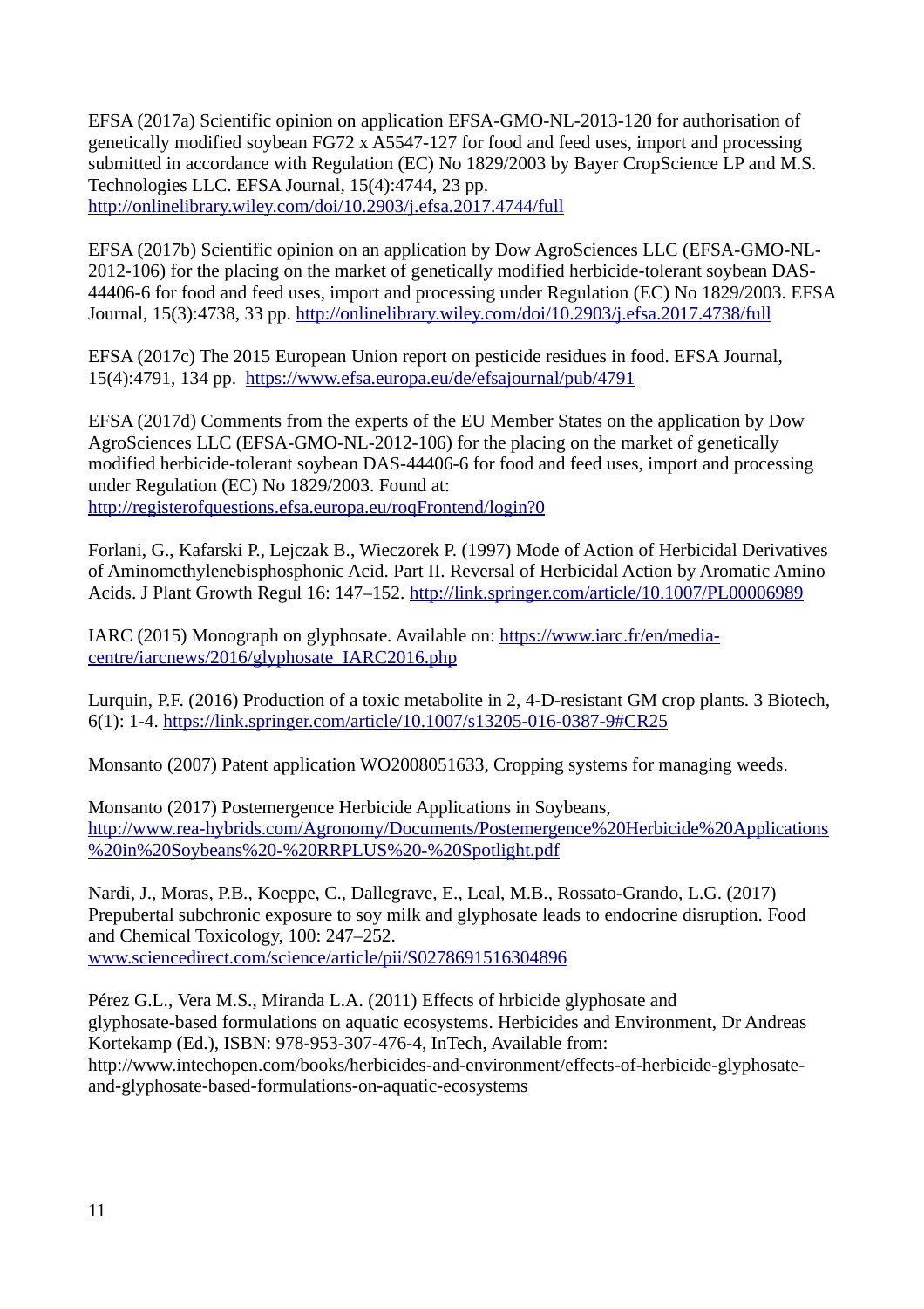EFSA (2017a) Scientific opinion on application EFSA-GMO-NL-2013-120 for authorisation of genetically modified soybean FG72 x A5547-127 for food and feed uses, import and processing submitted in accordance with Regulation (EC) No 1829/2003 by Bayer CropScience LP and M.S. Technologies LLC. EFSA Journal, 15(4):4744, 23 pp. http://onlinelibrary.wiley.com/doi/10.2903/j.efsa.2017.4744/full

EFSA (2017b) Scientific opinion on an application by Dow AgroSciences LLC (EFSA-GMO-NL-2012-106) for the placing on the market of genetically modified herbicide-tolerant soybean DAS-44406-6 for food and feed uses, import and processing under Regulation (EC) No 1829/2003. EFSA Journal, 15(3):4738, 33 pp. http://onlinelibrary.wiley.com/doi/10.2903/j.efsa.2017.4738/full

EFSA (2017c) The 2015 European Union report on pesticide residues in food. EFSA Journal, 15(4):4791, 134 pp. https://www.efsa.europa.eu/de/efsajournal/pub/4791

EFSA (2017d) Comments from the experts of the EU Member States on the application by Dow AgroSciences LLC (EFSA-GMO-NL-2012-106) for the placing on the market of genetically modified herbicide-tolerant soybean DAS-44406-6 for food and feed uses, import and processing under Regulation (EC) No 1829/2003. Found at: http://registerofquestions.efsa.europa.eu/roqFrontend/login?0

Forlani, G., Kafarski P., Lejczak B., Wieczorek P. (1997) Mode of Action of Herbicidal Derivatives of Aminomethylenebisphosphonic Acid. Part II. Reversal of Herbicidal Action by Aromatic Amino Acids. J Plant Growth Regul 16: 147–152. http://link.springer.com/article/10.1007/PL00006989

IARC (2015) Monograph on glyphosate. Available on: https://www.iarc.fr/en/media-centre/iarcnews/2016/glyphosate_IARC2016.php

Lurquin, P.F. (2016) Production of a toxic metabolite in 2, 4-D-resistant GM crop plants. 3 Biotech, 6(1): 1-4. https://link.springer.com/article/10.1007/s13205-016-0387-9#CR25

Monsanto (2007) Patent application WO2008051633, Cropping systems for managing weeds.

Monsanto (2017) Postemergence Herbicide Applications in Soybeans, http://www.rea-hybrids.com/Agronomy/Documents/Postemergence%20Herbicide%20Applications%20in%20Soybeans%20-%20RRPLUS%20-%20Spotlight.pdf

Nardi, J., Moras, P.B., Koeppe, C., Dallegrave, E., Leal, M.B., Rossato-Grando, L.G. (2017) Prepubertal subchronic exposure to soy milk and glyphosate leads to endocrine disruption. Food and Chemical Toxicology, 100: 247–252. www.sciencedirect.com/science/article/pii/S0278691516304896

Pérez G.L., Vera M.S., Miranda L.A. (2011) Effects of hrbicide glyphosate and glyphosate-based formulations on aquatic ecosystems. Herbicides and Environment, Dr Andreas Kortekamp (Ed.), ISBN: 978-953-307-476-4, InTech, Available from: http://www.intechopen.com/books/herbicides-and-environment/effects-of-herbicide-glyphosate-and-glyphosate-based-formulations-on-aquatic-ecosystems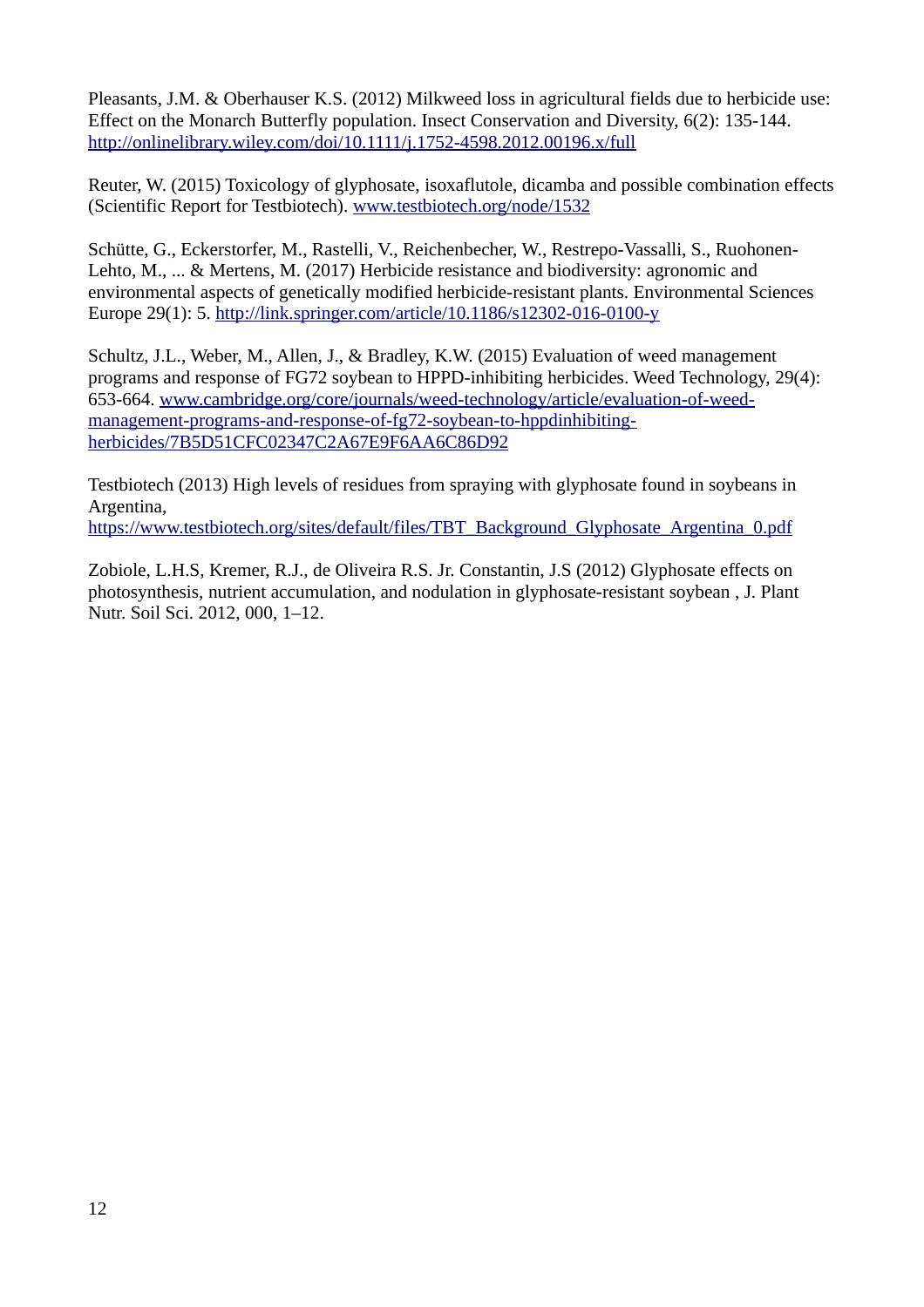Pleasants, J.M. & Oberhauser K.S. (2012) Milkweed loss in agricultural fields due to herbicide use: Effect on the Monarch Butterfly population. Insect Conservation and Diversity, 6(2): 135-144. http://onlinelibrary.wiley.com/doi/10.1111/j.1752-4598.2012.00196.x/full

Reuter, W. (2015) Toxicology of glyphosate, isoxaflutole, dicamba and possible combination effects (Scientific Report for Testbiotech). www.testbiotech.org/node/1532

Schütte, G., Eckerstorfer, M., Rastelli, V., Reichenbecher, W., Restrepo-Vassalli, S., Ruohonen-Lehto, M., ... & Mertens, M. (2017) Herbicide resistance and biodiversity: agronomic and environmental aspects of genetically modified herbicide-resistant plants. Environmental Sciences Europe 29(1): 5. http://link.springer.com/article/10.1186/s12302-016-0100-y

Schultz, J.L., Weber, M., Allen, J., & Bradley, K.W. (2015) Evaluation of weed management programs and response of FG72 soybean to HPPD-inhibiting herbicides. Weed Technology, 29(4): 653-664. www.cambridge.org/core/journals/weed-technology/article/evaluation-of-weed-management-programs-and-response-of-fg72-soybean-to-hppdinhibiting-herbicides/7B5D51CFC02347C2A67E9F6AA6C86D92

Testbiotech (2013) High levels of residues from spraying with glyphosate found in soybeans in Argentina, https://www.testbiotech.org/sites/default/files/TBT_Background_Glyphosate_Argentina_0.pdf

Zobiole, L.H.S, Kremer, R.J., de Oliveira R.S. Jr. Constantin, J.S (2012) Glyphosate effects on photosynthesis, nutrient accumulation, and nodulation in glyphosate-resistant soybean , J. Plant Nutr. Soil Sci. 2012, 000, 1–12.